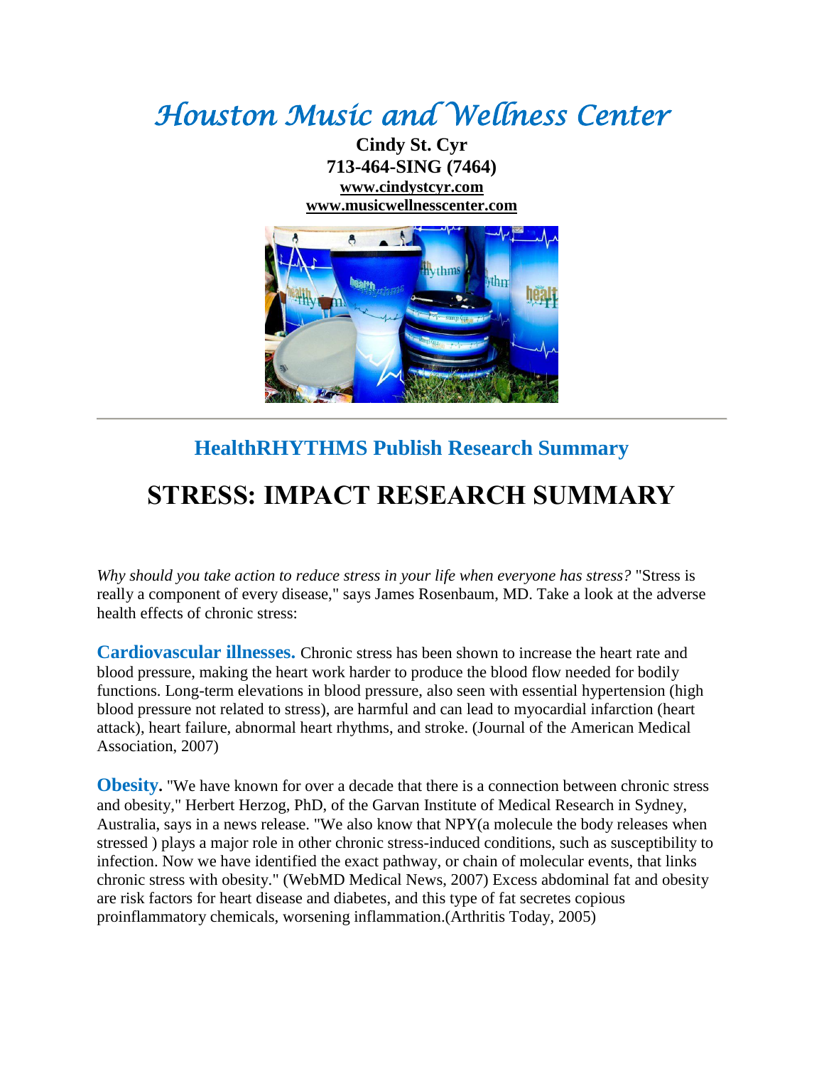# *Houston Music and Wellness Center*

**Cindy St. Cyr**
**713-464-SING (7464)**
**www.cindystcyr.com**
**www.musicwellnesscenter.com**

---

## HealthRHYTHMS Publish Research Summary

# STRESS: IMPACT RESEARCH SUMMARY

*Why should you take action to reduce stress in your life when everyone has stress?* "Stress is really a component of every disease," says James Rosenbaum, MD. Take a look at the adverse health effects of chronic stress:

**Cardiovascular illnesses.** Chronic stress has been shown to increase the heart rate and blood pressure, making the heart work harder to produce the blood flow needed for bodily functions. Long-term elevations in blood pressure, also seen with essential hypertension (high blood pressure not related to stress), are harmful and can lead to myocardial infarction (heart attack), heart failure, abnormal heart rhythms, and stroke. (Journal of the American Medical Association, 2007)

**Obesity.** "We have known for over a decade that there is a connection between chronic stress and obesity," Herbert Herzog, PhD, of the Garvan Institute of Medical Research in Sydney, Australia, says in a news release. "We also know that NPY(a molecule the body releases when stressed ) plays a major role in other chronic stress-induced conditions, such as susceptibility to infection. Now we have identified the exact pathway, or chain of molecular events, that links chronic stress with obesity." (WebMD Medical News, 2007) Excess abdominal fat and obesity are risk factors for heart disease and diabetes, and this type of fat secretes copious proinflammatory chemicals, worsening inflammation.(Arthritis Today, 2005)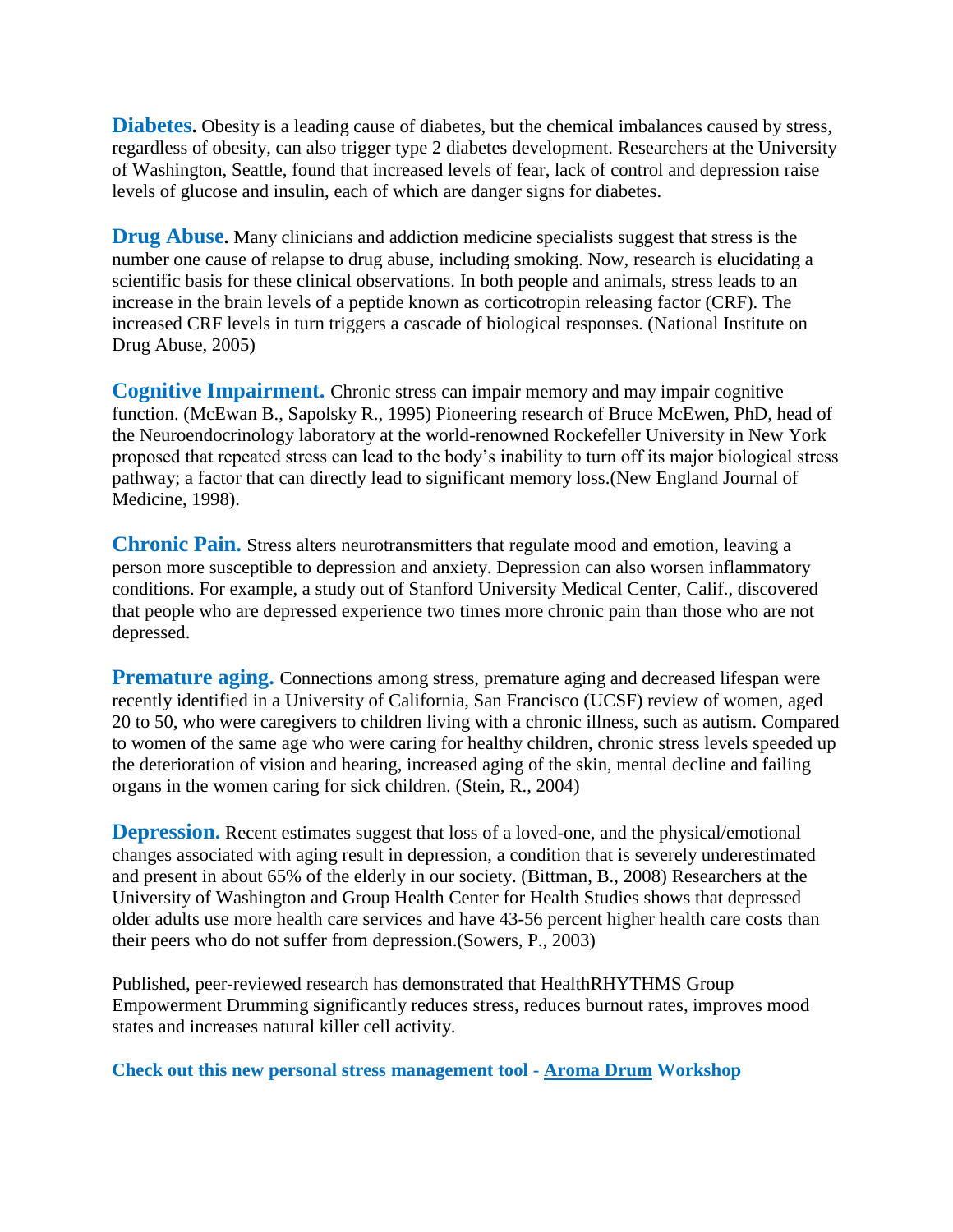**Diabetes.** Obesity is a leading cause of diabetes, but the chemical imbalances caused by stress, regardless of obesity, can also trigger type 2 diabetes development. Researchers at the University of Washington, Seattle, found that increased levels of fear, lack of control and depression raise levels of glucose and insulin, each of which are danger signs for diabetes.

**Drug Abuse.** Many clinicians and addiction medicine specialists suggest that stress is the number one cause of relapse to drug abuse, including smoking. Now, research is elucidating a scientific basis for these clinical observations. In both people and animals, stress leads to an increase in the brain levels of a peptide known as corticotropin releasing factor (CRF). The increased CRF levels in turn triggers a cascade of biological responses. (National Institute on Drug Abuse, 2005)

**Cognitive Impairment.** Chronic stress can impair memory and may impair cognitive function. (McEwan B., Sapolsky R., 1995) Pioneering research of Bruce McEwen, PhD, head of the Neuroendocrinology laboratory at the world-renowned Rockefeller University in New York proposed that repeated stress can lead to the body's inability to turn off its major biological stress pathway; a factor that can directly lead to significant memory loss.(New England Journal of Medicine, 1998).

**Chronic Pain.** Stress alters neurotransmitters that regulate mood and emotion, leaving a person more susceptible to depression and anxiety. Depression can also worsen inflammatory conditions. For example, a study out of Stanford University Medical Center, Calif., discovered that people who are depressed experience two times more chronic pain than those who are not depressed.

**Premature aging.** Connections among stress, premature aging and decreased lifespan were recently identified in a University of California, San Francisco (UCSF) review of women, aged 20 to 50, who were caregivers to children living with a chronic illness, such as autism. Compared to women of the same age who were caring for healthy children, chronic stress levels speeded up the deterioration of vision and hearing, increased aging of the skin, mental decline and failing organs in the women caring for sick children. (Stein, R., 2004)

**Depression.** Recent estimates suggest that loss of a loved-one, and the physical/emotional changes associated with aging result in depression, a condition that is severely underestimated and present in about 65% of the elderly in our society. (Bittman, B., 2008) Researchers at the University of Washington and Group Health Center for Health Studies shows that depressed older adults use more health care services and have 43-56 percent higher health care costs than their peers who do not suffer from depression.(Sowers, P., 2003)

Published, peer-reviewed research has demonstrated that HealthRHYTHMS Group Empowerment Drumming significantly reduces stress, reduces burnout rates, improves mood states and increases natural killer cell activity.

**Check out this new personal stress management tool - Aroma Drum Workshop**